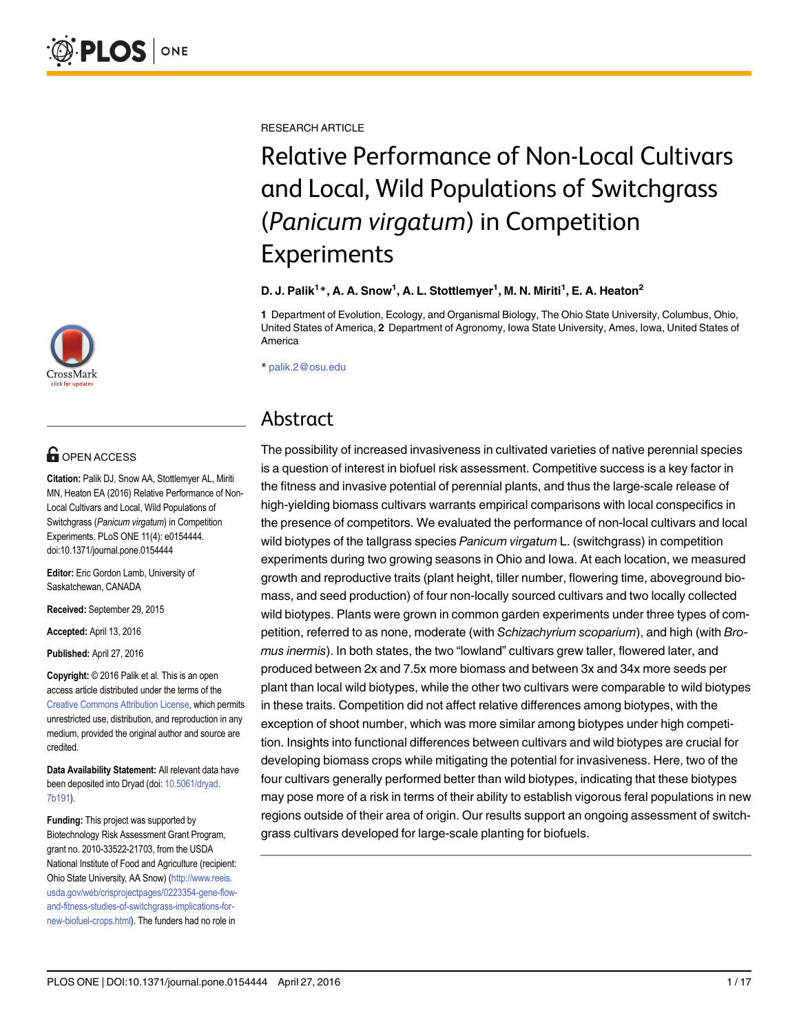RESEARCH ARTICLE

# Relative Performance of Non-Local Cultivars and Local, Wild Populations of Switchgrass (*Panicum virgatum*) in Competition Experiments

**D. J. Palik[1]*, A. A. Snow[1], A. L. Stottlemyer[1], M. N. Miriti[1], E. A. Heaton[2]**

**1** Department of Evolution, Ecology, and Organismal Biology, The Ohio State University, Columbus, Ohio, United States of America, **2** Department of Agronomy, Iowa State University, Ames, Iowa, United States of America

* palik.2@osu.edu

OPEN ACCESS

**Citation:** Palik DJ, Snow AA, Stottlemyer AL, Miriti MN, Heaton EA (2016) Relative Performance of Non-Local Cultivars and Local, Wild Populations of Switchgrass (*Panicum virgatum*) in Competition Experiments. PLoS ONE 11(4): e0154444. doi:10.1371/journal.pone.0154444

**Editor:** Eric Gordon Lamb, University of Saskatchewan, CANADA

**Received:** September 29, 2015

**Accepted:** April 13, 2016

**Published:** April 27, 2016

**Copyright:** © 2016 Palik et al. This is an open access article distributed under the terms of the Creative Commons Attribution License, which permits unrestricted use, distribution, and reproduction in any medium, provided the original author and source are credited.

**Data Availability Statement:** All relevant data have been deposited into Dryad (doi: 10.5061/dryad.7b191).

**Funding:** This project was supported by Biotechnology Risk Assessment Grant Program, grant no. 2010-33522-21703, from the USDA National Institute of Food and Agriculture (recipient: Ohio State University, AA Snow) (http://www.reeis.usda.gov/web/crisprojectpages/0223354-gene-flow-and-fitness-studies-of-switchgrass-implications-for-new-biofuel-crops.html). The funders had no role in

## Abstract

The possibility of increased invasiveness in cultivated varieties of native perennial species is a question of interest in biofuel risk assessment. Competitive success is a key factor in the fitness and invasive potential of perennial plants, and thus the large-scale release of high-yielding biomass cultivars warrants empirical comparisons with local conspecifics in the presence of competitors. We evaluated the performance of non-local cultivars and local wild biotypes of the tallgrass species *Panicum virgatum* L. (switchgrass) in competition experiments during two growing seasons in Ohio and Iowa. At each location, we measured growth and reproductive traits (plant height, tiller number, flowering time, aboveground biomass, and seed production) of four non-locally sourced cultivars and two locally collected wild biotypes. Plants were grown in common garden experiments under three types of competition, referred to as none, moderate (with *Schizachyrium scoparium*), and high (with *Bromus inermis*). In both states, the two "lowland" cultivars grew taller, flowered later, and produced between 2x and 7.5x more biomass and between 3x and 34x more seeds per plant than local wild biotypes, while the other two cultivars were comparable to wild biotypes in these traits. Competition did not affect relative differences among biotypes, with the exception of shoot number, which was more similar among biotypes under high competition. Insights into functional differences between cultivars and wild biotypes are crucial for developing biomass crops while mitigating the potential for invasiveness. Here, two of the four cultivars generally performed better than wild biotypes, indicating that these biotypes may pose more of a risk in terms of their ability to establish vigorous feral populations in new regions outside of their area of origin. Our results support an ongoing assessment of switchgrass cultivars developed for large-scale planting for biofuels.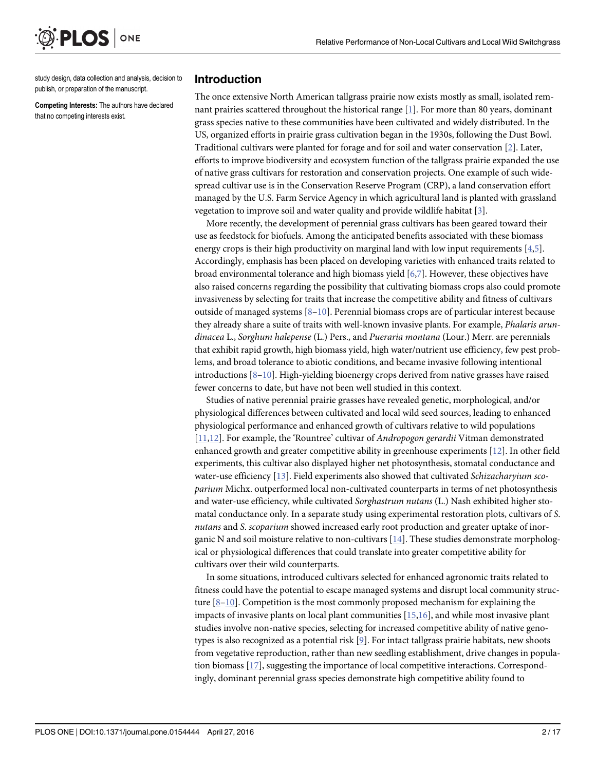study design, data collection and analysis, decision to publish, or preparation of the manuscript.

**Competing Interests:** The authors have declared that no competing interests exist.

## Introduction

The once extensive North American tallgrass prairie now exists mostly as small, isolated remnant prairies scattered throughout the historical range [1]. For more than 80 years, dominant grass species native to these communities have been cultivated and widely distributed. In the US, organized efforts in prairie grass cultivation began in the 1930s, following the Dust Bowl. Traditional cultivars were planted for forage and for soil and water conservation [2]. Later, efforts to improve biodiversity and ecosystem function of the tallgrass prairie expanded the use of native grass cultivars for restoration and conservation projects. One example of such widespread cultivar use is in the Conservation Reserve Program (CRP), a land conservation effort managed by the U.S. Farm Service Agency in which agricultural land is planted with grassland vegetation to improve soil and water quality and provide wildlife habitat [3].

More recently, the development of perennial grass cultivars has been geared toward their use as feedstock for biofuels. Among the anticipated benefits associated with these biomass energy crops is their high productivity on marginal land with low input requirements [4,5]. Accordingly, emphasis has been placed on developing varieties with enhanced traits related to broad environmental tolerance and high biomass yield [6,7]. However, these objectives have also raised concerns regarding the possibility that cultivating biomass crops also could promote invasiveness by selecting for traits that increase the competitive ability and fitness of cultivars outside of managed systems [8–10]. Perennial biomass crops are of particular interest because they already share a suite of traits with well-known invasive plants. For example, *Phalaris arundinacea* L., *Sorghum halepense* (L.) Pers., and *Pueraria montana* (Lour.) Merr. are perennials that exhibit rapid growth, high biomass yield, high water/nutrient use efficiency, few pest problems, and broad tolerance to abiotic conditions, and became invasive following intentional introductions [8–10]. High-yielding bioenergy crops derived from native grasses have raised fewer concerns to date, but have not been well studied in this context.

Studies of native perennial prairie grasses have revealed genetic, morphological, and/or physiological differences between cultivated and local wild seed sources, leading to enhanced physiological performance and enhanced growth of cultivars relative to wild populations [11,12]. For example, the 'Rountree' cultivar of *Andropogon gerardii* Vitman demonstrated enhanced growth and greater competitive ability in greenhouse experiments [12]. In other field experiments, this cultivar also displayed higher net photosynthesis, stomatal conductance and water-use efficiency [13]. Field experiments also showed that cultivated *Schizacharyium scoparium* Michx. outperformed local non-cultivated counterparts in terms of net photosynthesis and water-use efficiency, while cultivated *Sorghastrum nutans* (L.) Nash exhibited higher stomatal conductance only. In a separate study using experimental restoration plots, cultivars of *S. nutans* and *S. scoparium* showed increased early root production and greater uptake of inorganic N and soil moisture relative to non-cultivars [14]. These studies demonstrate morphological or physiological differences that could translate into greater competitive ability for cultivars over their wild counterparts.

In some situations, introduced cultivars selected for enhanced agronomic traits related to fitness could have the potential to escape managed systems and disrupt local community structure [8–10]. Competition is the most commonly proposed mechanism for explaining the impacts of invasive plants on local plant communities [15,16], and while most invasive plant studies involve non-native species, selecting for increased competitive ability of native genotypes is also recognized as a potential risk [9]. For intact tallgrass prairie habitats, new shoots from vegetative reproduction, rather than new seedling establishment, drive changes in population biomass [17], suggesting the importance of local competitive interactions. Correspondingly, dominant perennial grass species demonstrate high competitive ability found to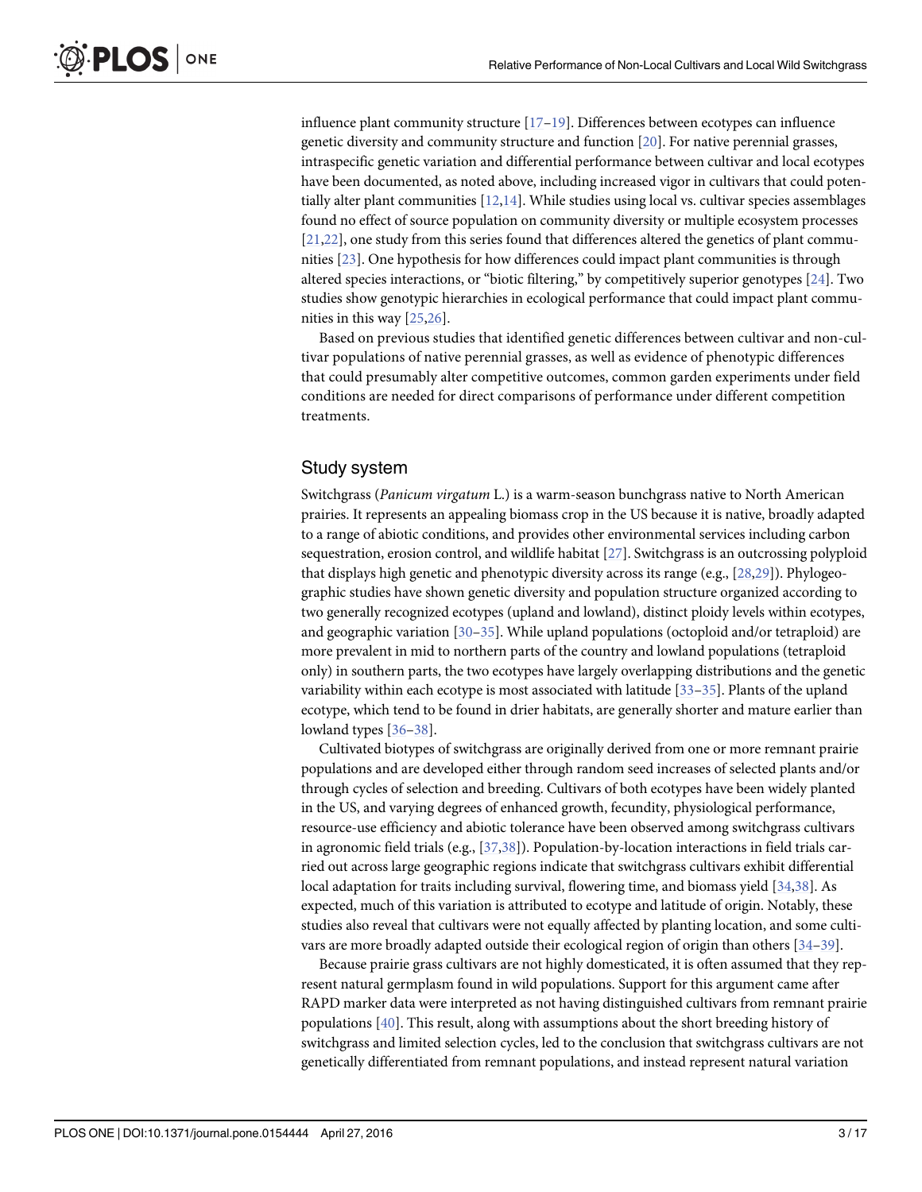influence plant community structure [17–19]. Differences between ecotypes can influence genetic diversity and community structure and function [20]. For native perennial grasses, intraspecific genetic variation and differential performance between cultivar and local ecotypes have been documented, as noted above, including increased vigor in cultivars that could potentially alter plant communities [12,14]. While studies using local vs. cultivar species assemblages found no effect of source population on community diversity or multiple ecosystem processes [21,22], one study from this series found that differences altered the genetics of plant communities [23]. One hypothesis for how differences could impact plant communities is through altered species interactions, or "biotic filtering," by competitively superior genotypes [24]. Two studies show genotypic hierarchies in ecological performance that could impact plant communities in this way [25,26].

Based on previous studies that identified genetic differences between cultivar and non-cultivar populations of native perennial grasses, as well as evidence of phenotypic differences that could presumably alter competitive outcomes, common garden experiments under field conditions are needed for direct comparisons of performance under different competition treatments.

## Study system

Switchgrass (*Panicum virgatum* L.) is a warm-season bunchgrass native to North American prairies. It represents an appealing biomass crop in the US because it is native, broadly adapted to a range of abiotic conditions, and provides other environmental services including carbon sequestration, erosion control, and wildlife habitat [27]. Switchgrass is an outcrossing polyploid that displays high genetic and phenotypic diversity across its range (e.g., [28,29]). Phylogeographic studies have shown genetic diversity and population structure organized according to two generally recognized ecotypes (upland and lowland), distinct ploidy levels within ecotypes, and geographic variation [30–35]. While upland populations (octoploid and/or tetraploid) are more prevalent in mid to northern parts of the country and lowland populations (tetraploid only) in southern parts, the two ecotypes have largely overlapping distributions and the genetic variability within each ecotype is most associated with latitude [33–35]. Plants of the upland ecotype, which tend to be found in drier habitats, are generally shorter and mature earlier than lowland types [36–38].

Cultivated biotypes of switchgrass are originally derived from one or more remnant prairie populations and are developed either through random seed increases of selected plants and/or through cycles of selection and breeding. Cultivars of both ecotypes have been widely planted in the US, and varying degrees of enhanced growth, fecundity, physiological performance, resource-use efficiency and abiotic tolerance have been observed among switchgrass cultivars in agronomic field trials (e.g., [37,38]). Population-by-location interactions in field trials carried out across large geographic regions indicate that switchgrass cultivars exhibit differential local adaptation for traits including survival, flowering time, and biomass yield [34,38]. As expected, much of this variation is attributed to ecotype and latitude of origin. Notably, these studies also reveal that cultivars were not equally affected by planting location, and some cultivars are more broadly adapted outside their ecological region of origin than others [34–39].

Because prairie grass cultivars are not highly domesticated, it is often assumed that they represent natural germplasm found in wild populations. Support for this argument came after RAPD marker data were interpreted as not having distinguished cultivars from remnant prairie populations [40]. This result, along with assumptions about the short breeding history of switchgrass and limited selection cycles, led to the conclusion that switchgrass cultivars are not genetically differentiated from remnant populations, and instead represent natural variation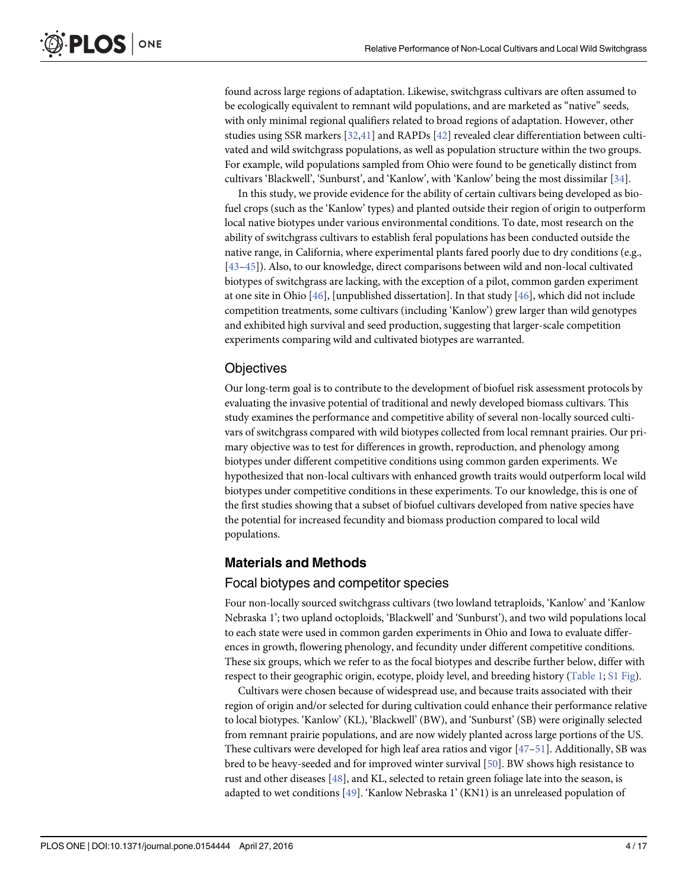found across large regions of adaptation. Likewise, switchgrass cultivars are often assumed to be ecologically equivalent to remnant wild populations, and are marketed as "native" seeds, with only minimal regional qualifiers related to broad regions of adaptation. However, other studies using SSR markers [32,41] and RAPDs [42] revealed clear differentiation between cultivated and wild switchgrass populations, as well as population structure within the two groups. For example, wild populations sampled from Ohio were found to be genetically distinct from cultivars 'Blackwell', 'Sunburst', and 'Kanlow', with 'Kanlow' being the most dissimilar [34].

In this study, we provide evidence for the ability of certain cultivars being developed as biofuel crops (such as the 'Kanlow' types) and planted outside their region of origin to outperform local native biotypes under various environmental conditions. To date, most research on the ability of switchgrass cultivars to establish feral populations has been conducted outside the native range, in California, where experimental plants fared poorly due to dry conditions (e.g., [43–45]). Also, to our knowledge, direct comparisons between wild and non-local cultivated biotypes of switchgrass are lacking, with the exception of a pilot, common garden experiment at one site in Ohio [46], [unpublished dissertation]. In that study [46], which did not include competition treatments, some cultivars (including 'Kanlow') grew larger than wild genotypes and exhibited high survival and seed production, suggesting that larger-scale competition experiments comparing wild and cultivated biotypes are warranted.

## Objectives

Our long-term goal is to contribute to the development of biofuel risk assessment protocols by evaluating the invasive potential of traditional and newly developed biomass cultivars. This study examines the performance and competitive ability of several non-locally sourced cultivars of switchgrass compared with wild biotypes collected from local remnant prairies. Our primary objective was to test for differences in growth, reproduction, and phenology among biotypes under different competitive conditions using common garden experiments. We hypothesized that non-local cultivars with enhanced growth traits would outperform local wild biotypes under competitive conditions in these experiments. To our knowledge, this is one of the first studies showing that a subset of biofuel cultivars developed from native species have the potential for increased fecundity and biomass production compared to local wild populations.

# Materials and Methods

## Focal biotypes and competitor species

Four non-locally sourced switchgrass cultivars (two lowland tetraploids, 'Kanlow' and 'Kanlow Nebraska 1'; two upland octoploids, 'Blackwell' and 'Sunburst'), and two wild populations local to each state were used in common garden experiments in Ohio and Iowa to evaluate differences in growth, flowering phenology, and fecundity under different competitive conditions. These six groups, which we refer to as the focal biotypes and describe further below, differ with respect to their geographic origin, ecotype, ploidy level, and breeding history (Table 1; S1 Fig).

Cultivars were chosen because of widespread use, and because traits associated with their region of origin and/or selected for during cultivation could enhance their performance relative to local biotypes. 'Kanlow' (KL), 'Blackwell' (BW), and 'Sunburst' (SB) were originally selected from remnant prairie populations, and are now widely planted across large portions of the US. These cultivars were developed for high leaf area ratios and vigor [47–51]. Additionally, SB was bred to be heavy-seeded and for improved winter survival [50]. BW shows high resistance to rust and other diseases [48], and KL, selected to retain green foliage late into the season, is adapted to wet conditions [49]. 'Kanlow Nebraska 1' (KN1) is an unreleased population of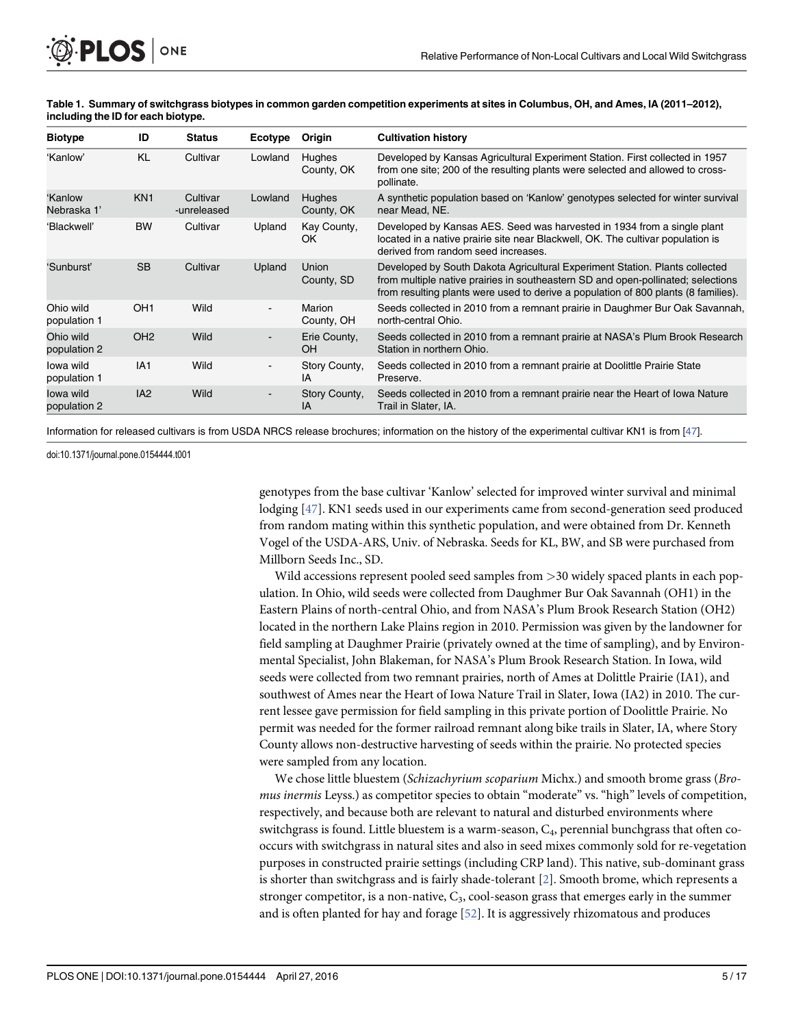**Table 1. Summary of switchgrass biotypes in common garden competition experiments at sites in Columbus, OH, and Ames, IA (2011–2012), including the ID for each biotype.**

| Biotype | ID | Status | Ecotype | Origin | Cultivation history |
|---|---|---|---|---|---|
| 'Kanlow' | KL | Cultivar | Lowland | Hughes County, OK | Developed by Kansas Agricultural Experiment Station. First collected in 1957 from one site; 200 of the resulting plants were selected and allowed to cross-pollinate. |
| 'Kanlow Nebraska 1' | KN1 | Cultivar -unreleased | Lowland | Hughes County, OK | A synthetic population based on 'Kanlow' genotypes selected for winter survival near Mead, NE. |
| 'Blackwell' | BW | Cultivar | Upland | Kay County, OK | Developed by Kansas AES. Seed was harvested in 1934 from a single plant located in a native prairie site near Blackwell, OK. The cultivar population is derived from random seed increases. |
| 'Sunburst' | SB | Cultivar | Upland | Union County, SD | Developed by South Dakota Agricultural Experiment Station. Plants collected from multiple native prairies in southeastern SD and open-pollinated; selections from resulting plants were used to derive a population of 800 plants (8 families). |
| Ohio wild population 1 | OH1 | Wild | - | Marion County, OH | Seeds collected in 2010 from a remnant prairie in Daughmer Bur Oak Savannah, north-central Ohio. |
| Ohio wild population 2 | OH2 | Wild | - | Erie County, OH | Seeds collected in 2010 from a remnant prairie at NASA's Plum Brook Research Station in northern Ohio. |
| Iowa wild population 1 | IA1 | Wild | - | Story County, IA | Seeds collected in 2010 from a remnant prairie at Doolittle Prairie State Preserve. |
| Iowa wild population 2 | IA2 | Wild | - | Story County, IA | Seeds collected in 2010 from a remnant prairie near the Heart of Iowa Nature Trail in Slater, IA. |

Information for released cultivars is from USDA NRCS release brochures; information on the history of the experimental cultivar KN1 is from [47].

doi:10.1371/journal.pone.0154444.t001

genotypes from the base cultivar 'Kanlow' selected for improved winter survival and minimal lodging [47]. KN1 seeds used in our experiments came from second-generation seed produced from random mating within this synthetic population, and were obtained from Dr. Kenneth Vogel of the USDA-ARS, Univ. of Nebraska. Seeds for KL, BW, and SB were purchased from Millborn Seeds Inc., SD.

Wild accessions represent pooled seed samples from >30 widely spaced plants in each population. In Ohio, wild seeds were collected from Daughmer Bur Oak Savannah (OH1) in the Eastern Plains of north-central Ohio, and from NASA's Plum Brook Research Station (OH2) located in the northern Lake Plains region in 2010. Permission was given by the landowner for field sampling at Daughmer Prairie (privately owned at the time of sampling), and by Environmental Specialist, John Blakeman, for NASA's Plum Brook Research Station. In Iowa, wild seeds were collected from two remnant prairies, north of Ames at Dolittle Prairie (IA1), and southwest of Ames near the Heart of Iowa Nature Trail in Slater, Iowa (IA2) in 2010. The current lessee gave permission for field sampling in this private portion of Doolittle Prairie. No permit was needed for the former railroad remnant along bike trails in Slater, IA, where Story County allows non-destructive harvesting of seeds within the prairie. No protected species were sampled from any location.

We chose little bluestem (*Schizachyrium scoparium* Michx.) and smooth brome grass (*Bromus inermis* Leyss.) as competitor species to obtain "moderate" vs. "high" levels of competition, respectively, and because both are relevant to natural and disturbed environments where switchgrass is found. Little bluestem is a warm-season, $C_4$, perennial bunchgrass that often co-occurs with switchgrass in natural sites and also in seed mixes commonly sold for re-vegetation purposes in constructed prairie settings (including CRP land). This native, sub-dominant grass is shorter than switchgrass and is fairly shade-tolerant [2]. Smooth brome, which represents a stronger competitor, is a non-native, $C_3$, cool-season grass that emerges early in the summer and is often planted for hay and forage [52]. It is aggressively rhizomatous and produces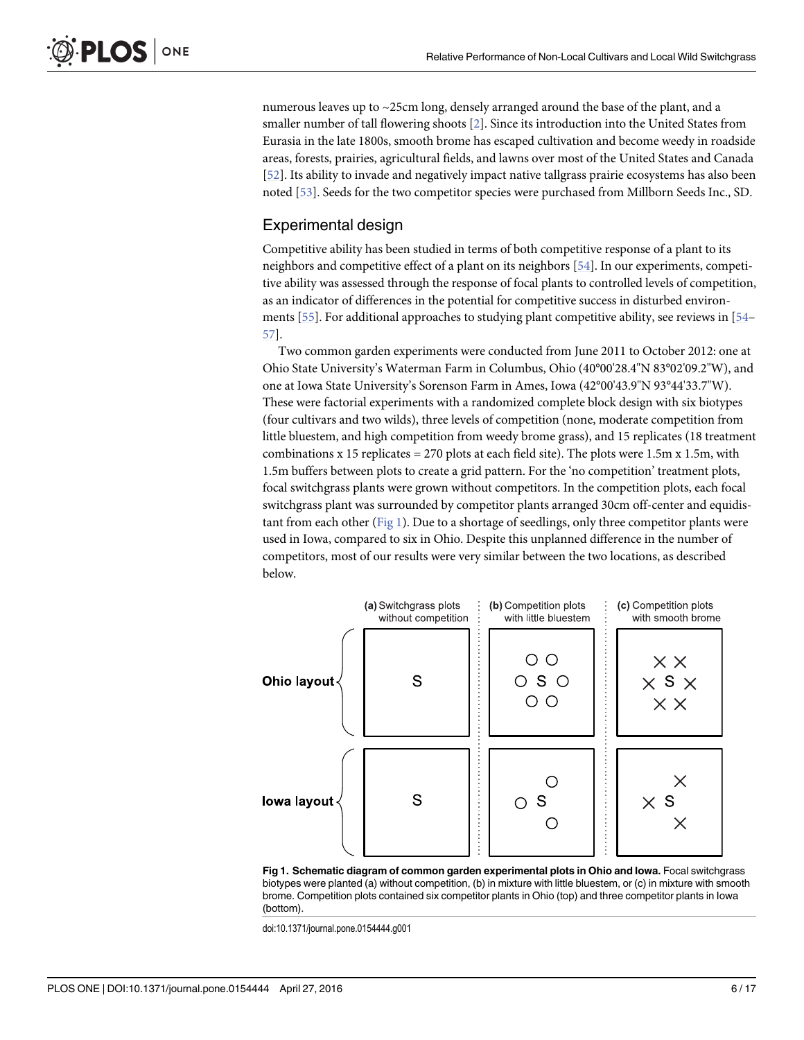numerous leaves up to ~25cm long, densely arranged around the base of the plant, and a smaller number of tall flowering shoots [2]. Since its introduction into the United States from Eurasia in the late 1800s, smooth brome has escaped cultivation and become weedy in roadside areas, forests, prairies, agricultural fields, and lawns over most of the United States and Canada [52]. Its ability to invade and negatively impact native tallgrass prairie ecosystems has also been noted [53]. Seeds for the two competitor species were purchased from Millborn Seeds Inc., SD.

## Experimental design

Competitive ability has been studied in terms of both competitive response of a plant to its neighbors and competitive effect of a plant on its neighbors [54]. In our experiments, competitive ability was assessed through the response of focal plants to controlled levels of competition, as an indicator of differences in the potential for competitive success in disturbed environments [55]. For additional approaches to studying plant competitive ability, see reviews in [54–57].

Two common garden experiments were conducted from June 2011 to October 2012: one at Ohio State University's Waterman Farm in Columbus, Ohio (40°00'28.4"N 83°02'09.2"W), and one at Iowa State University's Sorenson Farm in Ames, Iowa (42°00'43.9"N 93°44'33.7"W). These were factorial experiments with a randomized complete block design with six biotypes (four cultivars and two wilds), three levels of competition (none, moderate competition from little bluestem, and high competition from weedy brome grass), and 15 replicates (18 treatment combinations x 15 replicates = 270 plots at each field site). The plots were 1.5m x 1.5m, with 1.5m buffers between plots to create a grid pattern. For the 'no competition' treatment plots, focal switchgrass plants were grown without competitors. In the competition plots, each focal switchgrass plant was surrounded by competitor plants arranged 30cm off-center and equidistant from each other (Fig 1). Due to a shortage of seedlings, only three competitor plants were used in Iowa, compared to six in Ohio. Despite this unplanned difference in the number of competitors, most of our results were very similar between the two locations, as described below.

**Fig 1. Schematic diagram of common garden experimental plots in Ohio and Iowa.** Focal switchgrass biotypes were planted (a) without competition, (b) in mixture with little bluestem, or (c) in mixture with smooth brome. Competition plots contained six competitor plants in Ohio (top) and three competitor plants in Iowa (bottom).

doi:10.1371/journal.pone.0154444.g001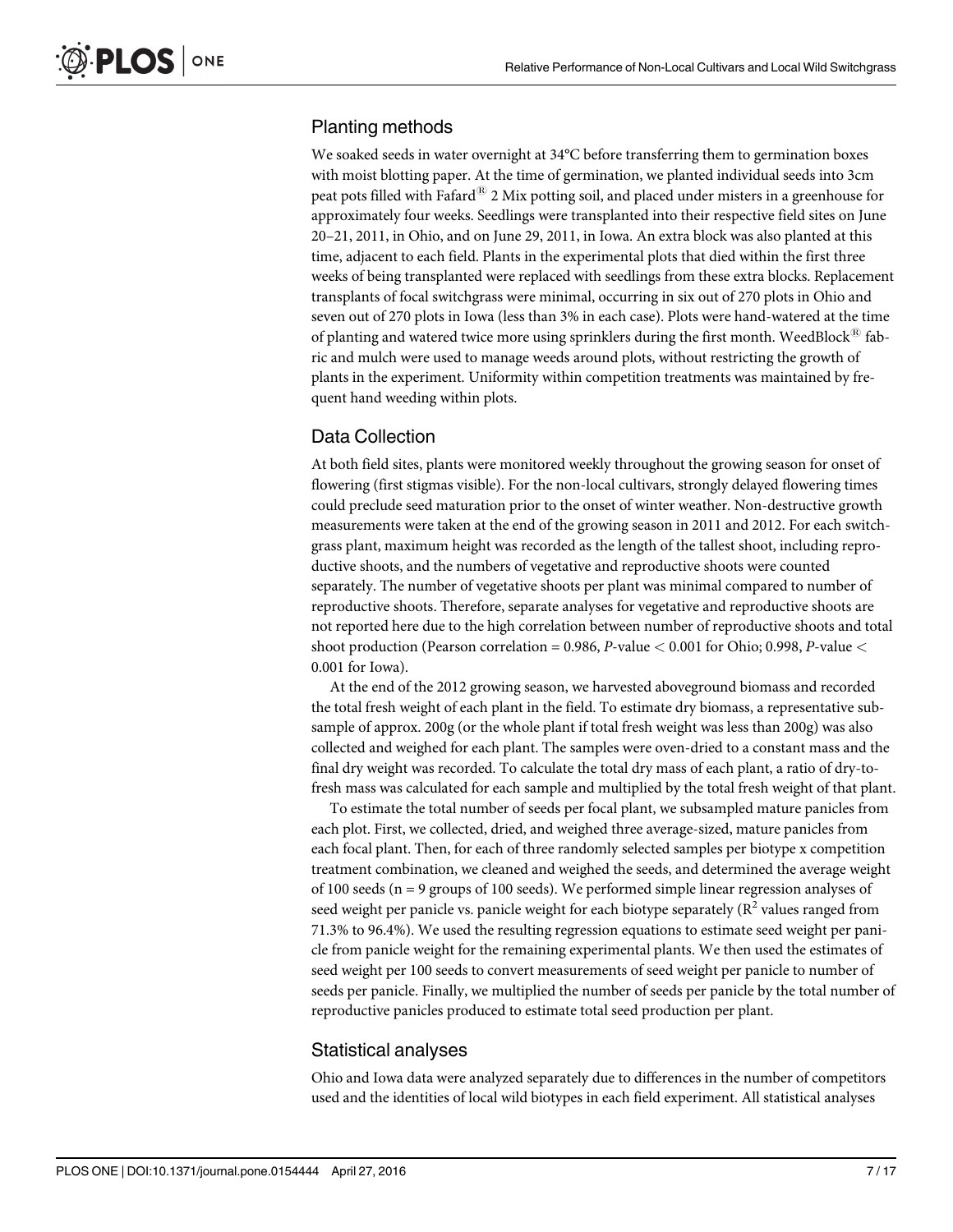## Planting methods

We soaked seeds in water overnight at 34°C before transferring them to germination boxes with moist blotting paper. At the time of germination, we planted individual seeds into 3cm peat pots filled with Fafard® 2 Mix potting soil, and placed under misters in a greenhouse for approximately four weeks. Seedlings were transplanted into their respective field sites on June 20–21, 2011, in Ohio, and on June 29, 2011, in Iowa. An extra block was also planted at this time, adjacent to each field. Plants in the experimental plots that died within the first three weeks of being transplanted were replaced with seedlings from these extra blocks. Replacement transplants of focal switchgrass were minimal, occurring in six out of 270 plots in Ohio and seven out of 270 plots in Iowa (less than 3% in each case). Plots were hand-watered at the time of planting and watered twice more using sprinklers during the first month. WeedBlock® fabric and mulch were used to manage weeds around plots, without restricting the growth of plants in the experiment. Uniformity within competition treatments was maintained by frequent hand weeding within plots.

## Data Collection

At both field sites, plants were monitored weekly throughout the growing season for onset of flowering (first stigmas visible). For the non-local cultivars, strongly delayed flowering times could preclude seed maturation prior to the onset of winter weather. Non-destructive growth measurements were taken at the end of the growing season in 2011 and 2012. For each switchgrass plant, maximum height was recorded as the length of the tallest shoot, including reproductive shoots, and the numbers of vegetative and reproductive shoots were counted separately. The number of vegetative shoots per plant was minimal compared to number of reproductive shoots. Therefore, separate analyses for vegetative and reproductive shoots are not reported here due to the high correlation between number of reproductive shoots and total shoot production (Pearson correlation = 0.986, *P*-value $< 0.001$ for Ohio; 0.998, *P*-value $<$ 0.001 for Iowa).

At the end of the 2012 growing season, we harvested aboveground biomass and recorded the total fresh weight of each plant in the field. To estimate dry biomass, a representative subsample of approx. 200g (or the whole plant if total fresh weight was less than 200g) was also collected and weighed for each plant. The samples were oven-dried to a constant mass and the final dry weight was recorded. To calculate the total dry mass of each plant, a ratio of dry-to-fresh mass was calculated for each sample and multiplied by the total fresh weight of that plant.

To estimate the total number of seeds per focal plant, we subsampled mature panicles from each plot. First, we collected, dried, and weighed three average-sized, mature panicles from each focal plant. Then, for each of three randomly selected samples per biotype x competition treatment combination, we cleaned and weighed the seeds, and determined the average weight of 100 seeds (n = 9 groups of 100 seeds). We performed simple linear regression analyses of seed weight per panicle vs. panicle weight for each biotype separately ($R^2$ values ranged from 71.3% to 96.4%). We used the resulting regression equations to estimate seed weight per panicle from panicle weight for the remaining experimental plants. We then used the estimates of seed weight per 100 seeds to convert measurements of seed weight per panicle to number of seeds per panicle. Finally, we multiplied the number of seeds per panicle by the total number of reproductive panicles produced to estimate total seed production per plant.

## Statistical analyses

Ohio and Iowa data were analyzed separately due to differences in the number of competitors used and the identities of local wild biotypes in each field experiment. All statistical analyses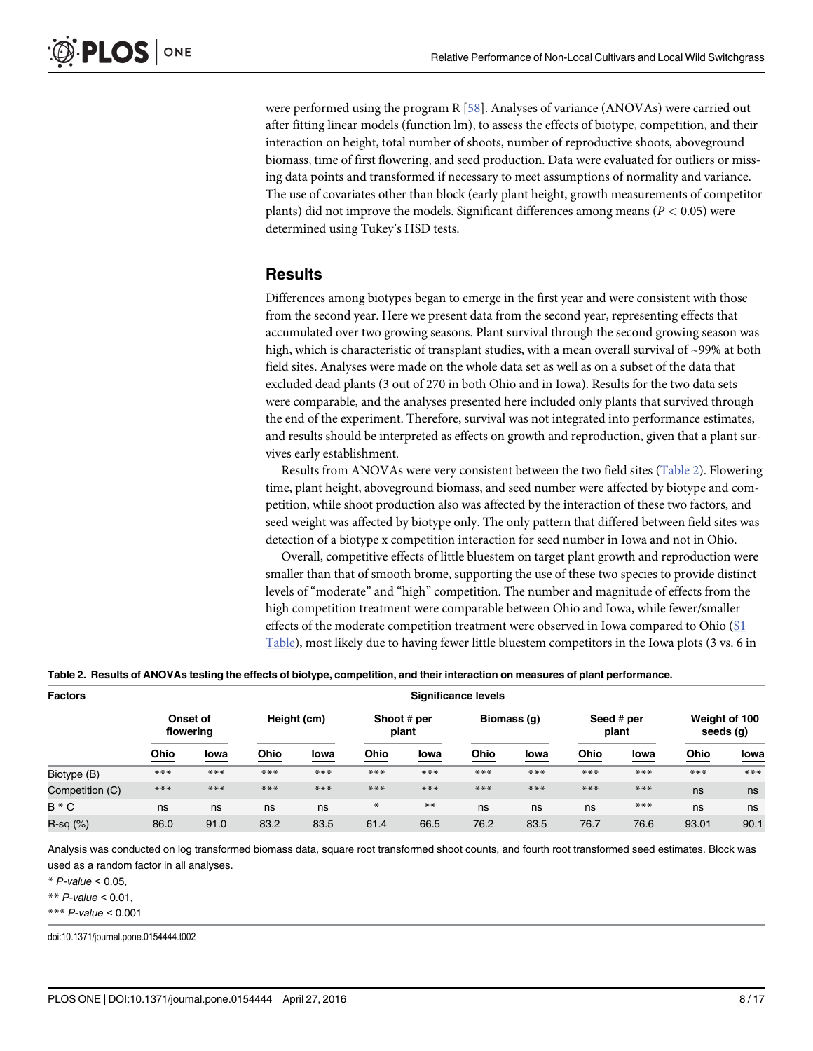were performed using the program R [58]. Analyses of variance (ANOVAs) were carried out after fitting linear models (function lm), to assess the effects of biotype, competition, and their interaction on height, total number of shoots, number of reproductive shoots, aboveground biomass, time of first flowering, and seed production. Data were evaluated for outliers or missing data points and transformed if necessary to meet assumptions of normality and variance. The use of covariates other than block (early plant height, growth measurements of competitor plants) did not improve the models. Significant differences among means ($P < 0.05$) were determined using Tukey's HSD tests.

## Results

Differences among biotypes began to emerge in the first year and were consistent with those from the second year. Here we present data from the second year, representing effects that accumulated over two growing seasons. Plant survival through the second growing season was high, which is characteristic of transplant studies, with a mean overall survival of ~99% at both field sites. Analyses were made on the whole data set as well as on a subset of the data that excluded dead plants (3 out of 270 in both Ohio and in Iowa). Results for the two data sets were comparable, and the analyses presented here included only plants that survived through the end of the experiment. Therefore, survival was not integrated into performance estimates, and results should be interpreted as effects on growth and reproduction, given that a plant survives early establishment.

Results from ANOVAs were very consistent between the two field sites (Table 2). Flowering time, plant height, aboveground biomass, and seed number were affected by biotype and competition, while shoot production also was affected by the interaction of these two factors, and seed weight was affected by biotype only. The only pattern that differed between field sites was detection of a biotype x competition interaction for seed number in Iowa and not in Ohio.

Overall, competitive effects of little bluestem on target plant growth and reproduction were smaller than that of smooth brome, supporting the use of these two species to provide distinct levels of "moderate" and "high" competition. The number and magnitude of effects from the high competition treatment were comparable between Ohio and Iowa, while fewer/smaller effects of the moderate competition treatment were observed in Iowa compared to Ohio (S1 Table), most likely due to having fewer little bluestem competitors in the Iowa plots (3 vs. 6 in

**Table 2. Results of ANOVAs testing the effects of biotype, competition, and their interaction on measures of plant performance.**

| Factors | Significance levels | | | | | | | | | | | |
|---|---|---|---|---|---|---|---|---|---|---|---|---|
| | Onset of flowering | | Height (cm) | | Shoot # per plant | | Biomass (g) | | Seed # per plant | | Weight of 100 seeds (g) | |
| | Ohio | Iowa | Ohio | Iowa | Ohio | Iowa | Ohio | Iowa | Ohio | Iowa | Ohio | Iowa |
| Biotype (B) | *** | *** | *** | *** | *** | *** | *** | *** | *** | *** | *** | *** |
| Competition (C) | *** | *** | *** | *** | *** | *** | *** | *** | *** | *** | ns | ns |
| B * C | ns | ns | ns | ns | * | ** | ns | ns | ns | *** | ns | ns |
| R-sq (%) | 86.0 | 91.0 | 83.2 | 83.5 | 61.4 | 66.5 | 76.2 | 83.5 | 76.7 | 76.6 | 93.01 | 90.1 |

Analysis was conducted on log transformed biomass data, square root transformed shoot counts, and fourth root transformed seed estimates. Block was used as a random factor in all analyses.

\* *P-value* < 0.05,

\** *P-value* < 0.01,

\*** *P-value* < 0.001

doi:10.1371/journal.pone.0154444.t002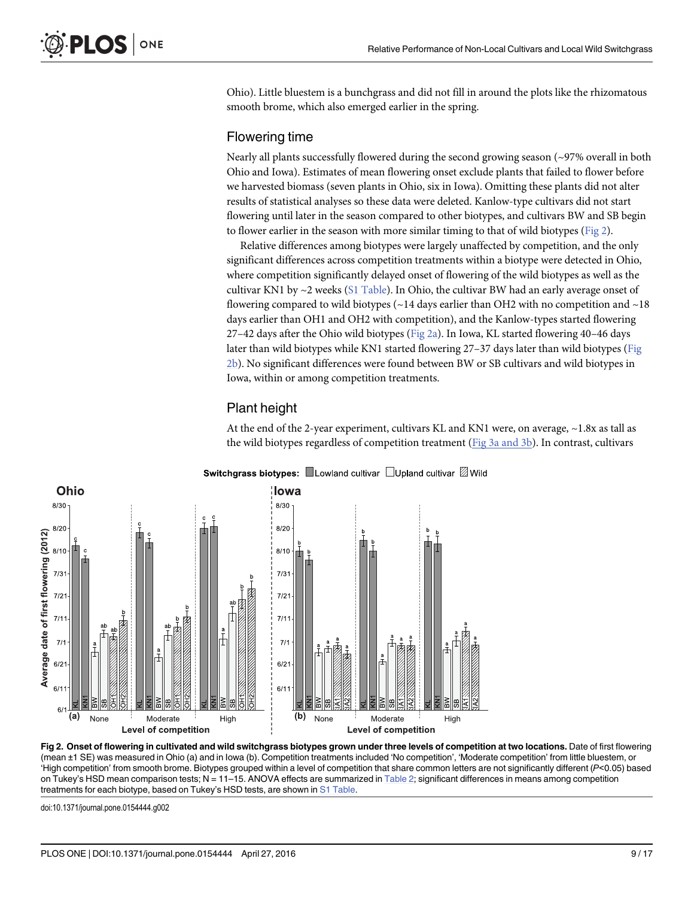Ohio). Little bluestem is a bunchgrass and did not fill in around the plots like the rhizomatous smooth brome, which also emerged earlier in the spring.

## Flowering time

Nearly all plants successfully flowered during the second growing season (~97% overall in both Ohio and Iowa). Estimates of mean flowering onset exclude plants that failed to flower before we harvested biomass (seven plants in Ohio, six in Iowa). Omitting these plants did not alter results of statistical analyses so these data were deleted. Kanlow-type cultivars did not start flowering until later in the season compared to other biotypes, and cultivars BW and SB begin to flower earlier in the season with more similar timing to that of wild biotypes (Fig 2).

Relative differences among biotypes were largely unaffected by competition, and the only significant differences across competition treatments within a biotype were detected in Ohio, where competition significantly delayed onset of flowering of the wild biotypes as well as the cultivar KN1 by ~2 weeks (S1 Table). In Ohio, the cultivar BW had an early average onset of flowering compared to wild biotypes (~14 days earlier than OH2 with no competition and ~18 days earlier than OH1 and OH2 with competition), and the Kanlow-types started flowering 27–42 days after the Ohio wild biotypes (Fig 2a). In Iowa, KL started flowering 40–46 days later than wild biotypes while KN1 started flowering 27–37 days later than wild biotypes (Fig 2b). No significant differences were found between BW or SB cultivars and wild biotypes in Iowa, within or among competition treatments.

## Plant height

At the end of the 2-year experiment, cultivars KL and KN1 were, on average, ~1.8x as tall as the wild biotypes regardless of competition treatment (Fig 3a and 3b). In contrast, cultivars

**Fig 2. Onset of flowering in cultivated and wild switchgrass biotypes grown under three levels of competition at two locations.** Date of first flowering (mean ±1 SE) was measured in Ohio (a) and in Iowa (b). Competition treatments included 'No competition', 'Moderate competition' from little bluestem, or 'High competition' from smooth brome. Biotypes grouped within a level of competition that share common letters are not significantly different ($P$<0.05) based on Tukey's HSD mean comparison tests; N = 11–15. ANOVA effects are summarized in Table 2; significant differences in means among competition treatments for each biotype, based on Tukey's HSD tests, are shown in S1 Table.

doi:10.1371/journal.pone.0154444.g002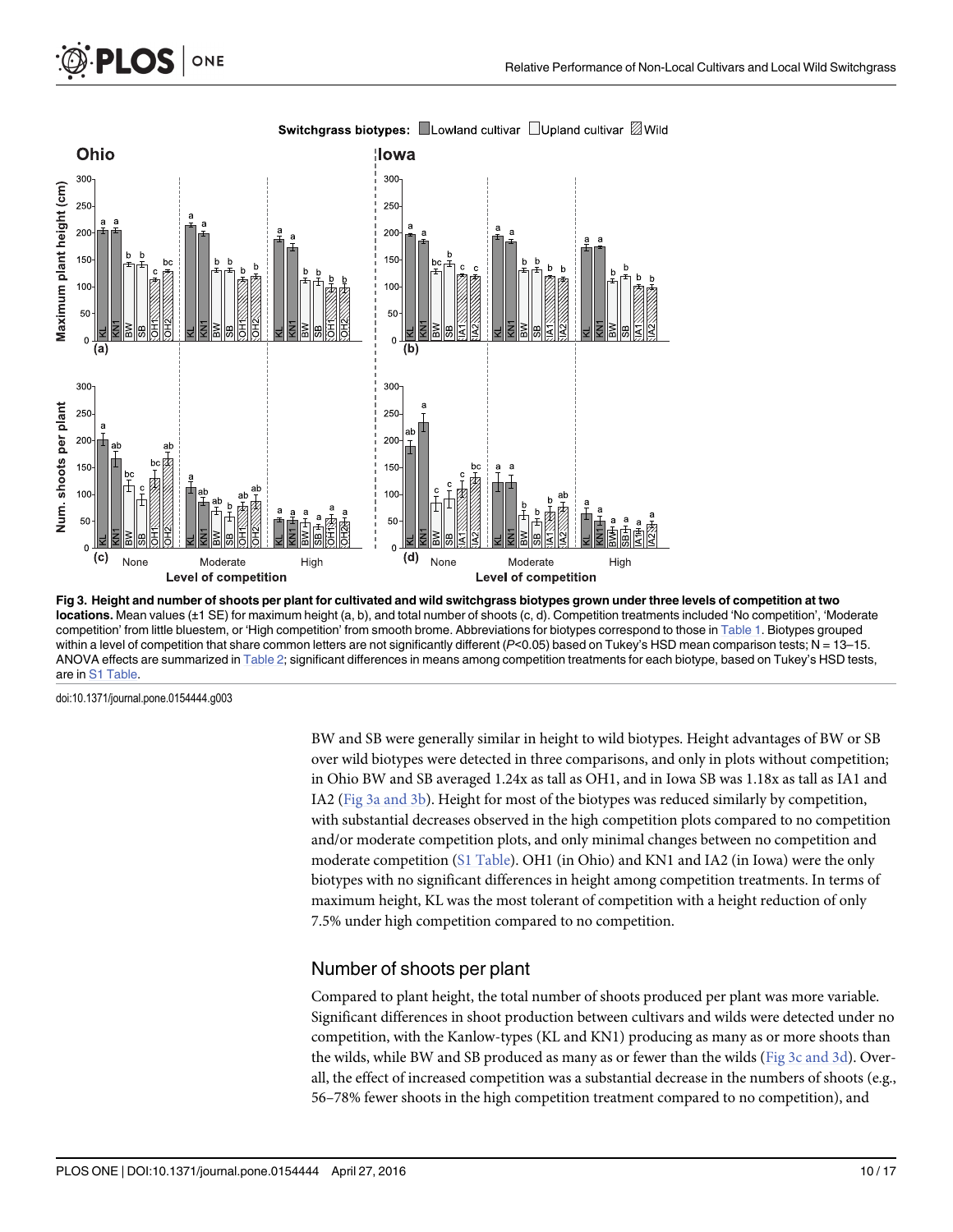**Fig 3. Height and number of shoots per plant for cultivated and wild switchgrass biotypes grown under three levels of competition at two locations.** Mean values (±1 SE) for maximum height (a, b), and total number of shoots (c, d). Competition treatments included 'No competition', 'Moderate competition' from little bluestem, or 'High competition' from smooth brome. Abbreviations for biotypes correspond to those in Table 1. Biotypes grouped within a level of competition that share common letters are not significantly different ($P<0.05$) based on Tukey's HSD mean comparison tests; N = 13–15. ANOVA effects are summarized in Table 2; significant differences in means among competition treatments for each biotype, based on Tukey's HSD tests, are in S1 Table.

doi:10.1371/journal.pone.0154444.g003

BW and SB were generally similar in height to wild biotypes. Height advantages of BW or SB over wild biotypes were detected in three comparisons, and only in plots without competition; in Ohio BW and SB averaged 1.24x as tall as OH1, and in Iowa SB was 1.18x as tall as IA1 and IA2 (Fig 3a and 3b). Height for most of the biotypes was reduced similarly by competition, with substantial decreases observed in the high competition plots compared to no competition and/or moderate competition plots, and only minimal changes between no competition and moderate competition (S1 Table). OH1 (in Ohio) and KN1 and IA2 (in Iowa) were the only biotypes with no significant differences in height among competition treatments. In terms of maximum height, KL was the most tolerant of competition with a height reduction of only 7.5% under high competition compared to no competition.

## Number of shoots per plant

Compared to plant height, the total number of shoots produced per plant was more variable. Significant differences in shoot production between cultivars and wilds were detected under no competition, with the Kanlow-types (KL and KN1) producing as many as or more shoots than the wilds, while BW and SB produced as many as or fewer than the wilds (Fig 3c and 3d). Overall, the effect of increased competition was a substantial decrease in the numbers of shoots (e.g., 56–78% fewer shoots in the high competition treatment compared to no competition), and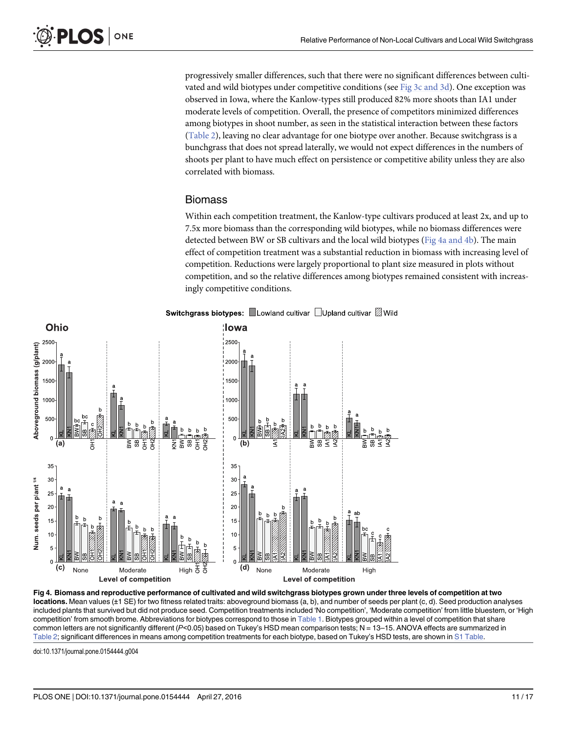progressively smaller differences, such that there were no significant differences between cultivated and wild biotypes under competitive conditions (see Fig 3c and 3d). One exception was observed in Iowa, where the Kanlow-types still produced 82% more shoots than IA1 under moderate levels of competition. Overall, the presence of competitors minimized differences among biotypes in shoot number, as seen in the statistical interaction between these factors (Table 2), leaving no clear advantage for one biotype over another. Because switchgrass is a bunchgrass that does not spread laterally, we would not expect differences in the numbers of shoots per plant to have much effect on persistence or competitive ability unless they are also correlated with biomass.

## Biomass

Within each competition treatment, the Kanlow-type cultivars produced at least 2x, and up to 7.5x more biomass than the corresponding wild biotypes, while no biomass differences were detected between BW or SB cultivars and the local wild biotypes (Fig 4a and 4b). The main effect of competition treatment was a substantial reduction in biomass with increasing level of competition. Reductions were largely proportional to plant size measured in plots without competition, and so the relative differences among biotypes remained consistent with increasingly competitive conditions.

**Fig 4. Biomass and reproductive performance of cultivated and wild switchgrass biotypes grown under three levels of competition at two locations.** Mean values (±1 SE) for two fitness related traits: aboveground biomass (a, b), and number of seeds per plant (c, d). Seed production analyses included plants that survived but did not produce seed. Competition treatments included 'No competition', 'Moderate competition' from little bluestem, or 'High competition' from smooth brome. Abbreviations for biotypes correspond to those in Table 1. Biotypes grouped within a level of competition that share common letters are not significantly different ($P$<0.05) based on Tukey's HSD mean comparison tests; N = 13–15. ANOVA effects are summarized in Table 2; significant differences in means among competition treatments for each biotype, based on Tukey's HSD tests, are shown in S1 Table.

doi:10.1371/journal.pone.0154444.g004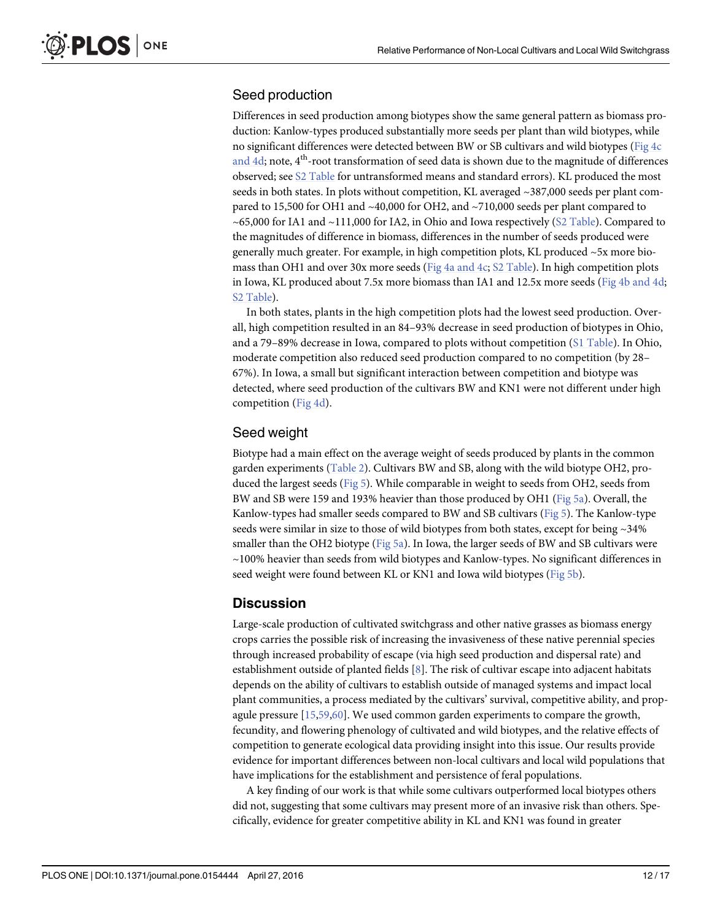## Seed production

Differences in seed production among biotypes show the same general pattern as biomass production: Kanlow-types produced substantially more seeds per plant than wild biotypes, while no significant differences were detected between BW or SB cultivars and wild biotypes (Fig 4c and 4d; note, $4^{th}$-root transformation of seed data is shown due to the magnitude of differences observed; see S2 Table for untransformed means and standard errors). KL produced the most seeds in both states. In plots without competition, KL averaged ~387,000 seeds per plant compared to 15,500 for OH1 and ~40,000 for OH2, and ~710,000 seeds per plant compared to ~65,000 for IA1 and ~111,000 for IA2, in Ohio and Iowa respectively (S2 Table). Compared to the magnitudes of difference in biomass, differences in the number of seeds produced were generally much greater. For example, in high competition plots, KL produced ~5x more biomass than OH1 and over 30x more seeds (Fig 4a and 4c; S2 Table). In high competition plots in Iowa, KL produced about 7.5x more biomass than IA1 and 12.5x more seeds (Fig 4b and 4d; S2 Table).

In both states, plants in the high competition plots had the lowest seed production. Overall, high competition resulted in an 84–93% decrease in seed production of biotypes in Ohio, and a 79–89% decrease in Iowa, compared to plots without competition (S1 Table). In Ohio, moderate competition also reduced seed production compared to no competition (by 28–67%). In Iowa, a small but significant interaction between competition and biotype was detected, where seed production of the cultivars BW and KN1 were not different under high competition (Fig 4d).

## Seed weight

Biotype had a main effect on the average weight of seeds produced by plants in the common garden experiments (Table 2). Cultivars BW and SB, along with the wild biotype OH2, produced the largest seeds (Fig 5). While comparable in weight to seeds from OH2, seeds from BW and SB were 159 and 193% heavier than those produced by OH1 (Fig 5a). Overall, the Kanlow-types had smaller seeds compared to BW and SB cultivars (Fig 5). The Kanlow-type seeds were similar in size to those of wild biotypes from both states, except for being ~34% smaller than the OH2 biotype (Fig 5a). In Iowa, the larger seeds of BW and SB cultivars were ~100% heavier than seeds from wild biotypes and Kanlow-types. No significant differences in seed weight were found between KL or KN1 and Iowa wild biotypes (Fig 5b).

# Discussion

Large-scale production of cultivated switchgrass and other native grasses as biomass energy crops carries the possible risk of increasing the invasiveness of these native perennial species through increased probability of escape (via high seed production and dispersal rate) and establishment outside of planted fields [8]. The risk of cultivar escape into adjacent habitats depends on the ability of cultivars to establish outside of managed systems and impact local plant communities, a process mediated by the cultivars' survival, competitive ability, and propagule pressure [15,59,60]. We used common garden experiments to compare the growth, fecundity, and flowering phenology of cultivated and wild biotypes, and the relative effects of competition to generate ecological data providing insight into this issue. Our results provide evidence for important differences between non-local cultivars and local wild populations that have implications for the establishment and persistence of feral populations.

A key finding of our work is that while some cultivars outperformed local biotypes others did not, suggesting that some cultivars may present more of an invasive risk than others. Specifically, evidence for greater competitive ability in KL and KN1 was found in greater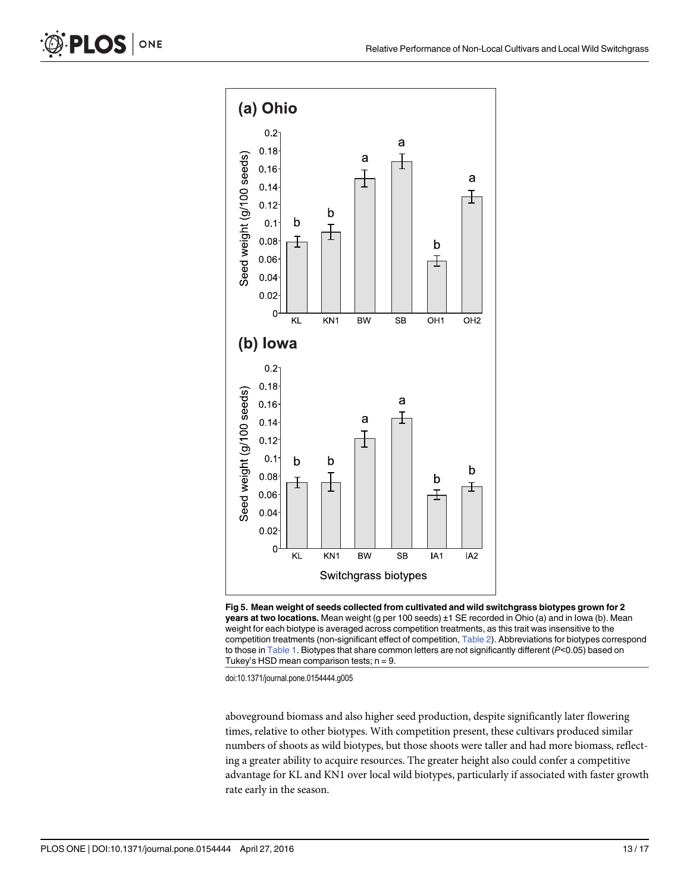**Fig 5. Mean weight of seeds collected from cultivated and wild switchgrass biotypes grown for 2 years at two locations.** Mean weight (g per 100 seeds) ±1 SE recorded in Ohio (a) and in Iowa (b). Mean weight for each biotype is averaged across competition treatments, as this trait was insensitive to the competition treatments (non-significant effect of competition, Table 2). Abbreviations for biotypes correspond to those in Table 1. Biotypes that share common letters are not significantly different ($P<0.05$) based on Tukey's HSD mean comparison tests; n = 9.

doi:10.1371/journal.pone.0154444.g005

aboveground biomass and also higher seed production, despite significantly later flowering times, relative to other biotypes. With competition present, these cultivars produced similar numbers of shoots as wild biotypes, but those shoots were taller and had more biomass, reflecting a greater ability to acquire resources. The greater height also could confer a competitive advantage for KL and KN1 over local wild biotypes, particularly if associated with faster growth rate early in the season.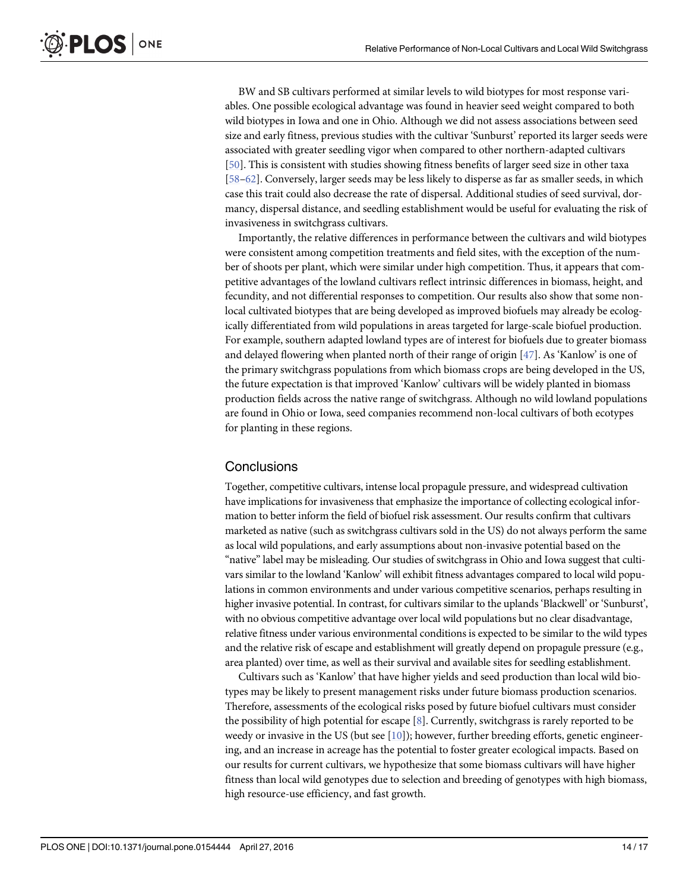BW and SB cultivars performed at similar levels to wild biotypes for most response variables. One possible ecological advantage was found in heavier seed weight compared to both wild biotypes in Iowa and one in Ohio. Although we did not assess associations between seed size and early fitness, previous studies with the cultivar 'Sunburst' reported its larger seeds were associated with greater seedling vigor when compared to other northern-adapted cultivars [50]. This is consistent with studies showing fitness benefits of larger seed size in other taxa [58–62]. Conversely, larger seeds may be less likely to disperse as far as smaller seeds, in which case this trait could also decrease the rate of dispersal. Additional studies of seed survival, dormancy, dispersal distance, and seedling establishment would be useful for evaluating the risk of invasiveness in switchgrass cultivars.

Importantly, the relative differences in performance between the cultivars and wild biotypes were consistent among competition treatments and field sites, with the exception of the number of shoots per plant, which were similar under high competition. Thus, it appears that competitive advantages of the lowland cultivars reflect intrinsic differences in biomass, height, and fecundity, and not differential responses to competition. Our results also show that some non-local cultivated biotypes that are being developed as improved biofuels may already be ecologically differentiated from wild populations in areas targeted for large-scale biofuel production. For example, southern adapted lowland types are of interest for biofuels due to greater biomass and delayed flowering when planted north of their range of origin [47]. As 'Kanlow' is one of the primary switchgrass populations from which biomass crops are being developed in the US, the future expectation is that improved 'Kanlow' cultivars will be widely planted in biomass production fields across the native range of switchgrass. Although no wild lowland populations are found in Ohio or Iowa, seed companies recommend non-local cultivars of both ecotypes for planting in these regions.

## Conclusions

Together, competitive cultivars, intense local propagule pressure, and widespread cultivation have implications for invasiveness that emphasize the importance of collecting ecological information to better inform the field of biofuel risk assessment. Our results confirm that cultivars marketed as native (such as switchgrass cultivars sold in the US) do not always perform the same as local wild populations, and early assumptions about non-invasive potential based on the "native" label may be misleading. Our studies of switchgrass in Ohio and Iowa suggest that cultivars similar to the lowland 'Kanlow' will exhibit fitness advantages compared to local wild populations in common environments and under various competitive scenarios, perhaps resulting in higher invasive potential. In contrast, for cultivars similar to the uplands 'Blackwell' or 'Sunburst', with no obvious competitive advantage over local wild populations but no clear disadvantage, relative fitness under various environmental conditions is expected to be similar to the wild types and the relative risk of escape and establishment will greatly depend on propagule pressure (e.g., area planted) over time, as well as their survival and available sites for seedling establishment.

Cultivars such as 'Kanlow' that have higher yields and seed production than local wild biotypes may be likely to present management risks under future biomass production scenarios. Therefore, assessments of the ecological risks posed by future biofuel cultivars must consider the possibility of high potential for escape [8]. Currently, switchgrass is rarely reported to be weedy or invasive in the US (but see [10]); however, further breeding efforts, genetic engineering, and an increase in acreage has the potential to foster greater ecological impacts. Based on our results for current cultivars, we hypothesize that some biomass cultivars will have higher fitness than local wild genotypes due to selection and breeding of genotypes with high biomass, high resource-use efficiency, and fast growth.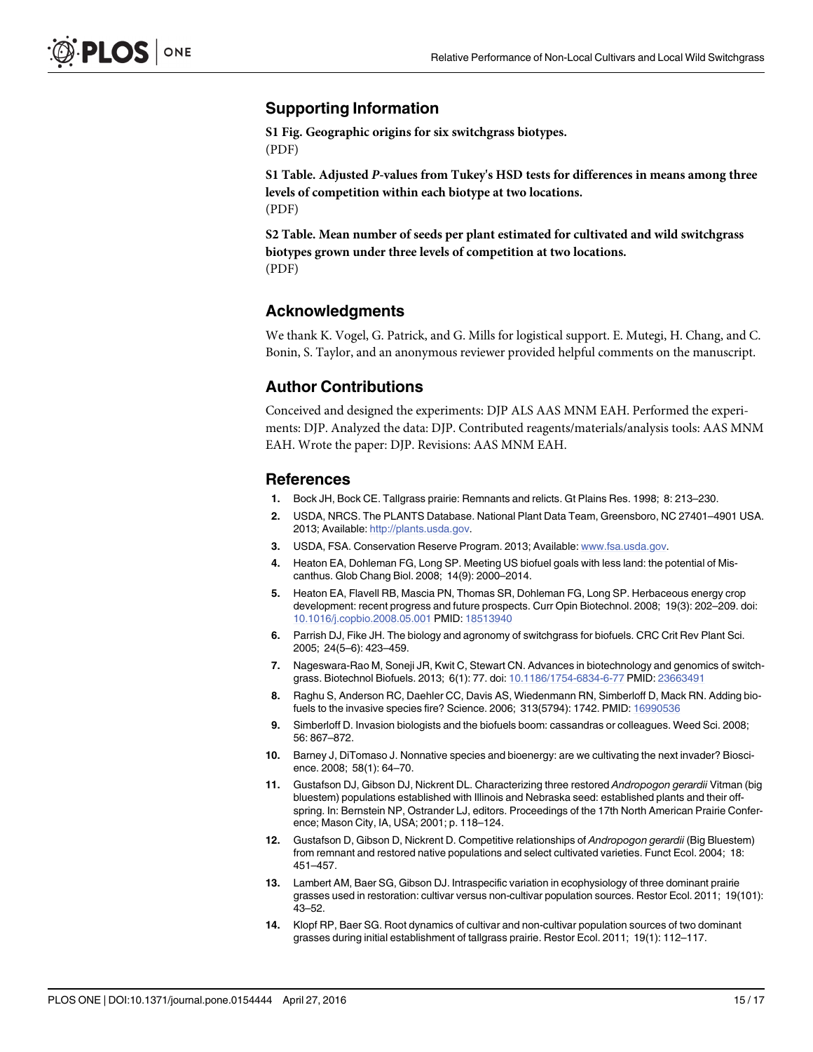## Supporting Information

**S1 Fig. Geographic origins for six switchgrass biotypes.**
(PDF)

**S1 Table. Adjusted *P*-values from Tukey's HSD tests for differences in means among three levels of competition within each biotype at two locations.**
(PDF)

**S2 Table. Mean number of seeds per plant estimated for cultivated and wild switchgrass biotypes grown under three levels of competition at two locations.**
(PDF)

## Acknowledgments

We thank K. Vogel, G. Patrick, and G. Mills for logistical support. E. Mutegi, H. Chang, and C. Bonin, S. Taylor, and an anonymous reviewer provided helpful comments on the manuscript.

## Author Contributions

Conceived and designed the experiments: DJP ALS AAS MNM EAH. Performed the experiments: DJP. Analyzed the data: DJP. Contributed reagents/materials/analysis tools: AAS MNM EAH. Wrote the paper: DJP. Revisions: AAS MNM EAH.

## References

1. Bock JH, Bock CE. Tallgrass prairie: Remnants and relicts. Gt Plains Res. 1998; 8: 213–230.
2. USDA, NRCS. The PLANTS Database. National Plant Data Team, Greensboro, NC 27401–4901 USA. 2013; Available: http://plants.usda.gov.
3. USDA, FSA. Conservation Reserve Program. 2013; Available: www.fsa.usda.gov.
4. Heaton EA, Dohleman FG, Long SP. Meeting US biofuel goals with less land: the potential of Miscanthus. Glob Chang Biol. 2008; 14(9): 2000–2014.
5. Heaton EA, Flavell RB, Mascia PN, Thomas SR, Dohleman FG, Long SP. Herbaceous energy crop development: recent progress and future prospects. Curr Opin Biotechnol. 2008; 19(3): 202–209. doi: 10.1016/j.copbio.2008.05.001 PMID: 18513940
6. Parrish DJ, Fike JH. The biology and agronomy of switchgrass for biofuels. CRC Crit Rev Plant Sci. 2005; 24(5–6): 423–459.
7. Nageswara-Rao M, Soneji JR, Kwit C, Stewart CN. Advances in biotechnology and genomics of switchgrass. Biotechnol Biofuels. 2013; 6(1): 77. doi: 10.1186/1754-6834-6-77 PMID: 23663491
8. Raghu S, Anderson RC, Daehler CC, Davis AS, Wiedenmann RN, Simberloff D, Mack RN. Adding biofuels to the invasive species fire? Science. 2006; 313(5794): 1742. PMID: 16990536
9. Simberloff D. Invasion biologists and the biofuels boom: cassandras or colleagues. Weed Sci. 2008; 56: 867–872.
10. Barney J, DiTomaso J. Nonnative species and bioenergy: are we cultivating the next invader? Bioscience. 2008; 58(1): 64–70.
11. Gustafson DJ, Gibson DJ, Nickrent DL. Characterizing three restored *Andropogon gerardii* Vitman (big bluestem) populations established with Illinois and Nebraska seed: established plants and their offspring. In: Bernstein NP, Ostrander LJ, editors. Proceedings of the 17th North American Prairie Conference; Mason City, IA, USA; 2001; p. 118–124.
12. Gustafson D, Gibson D, Nickrent D. Competitive relationships of *Andropogon gerardii* (Big Bluestem) from remnant and restored native populations and select cultivated varieties. Funct Ecol. 2004; 18: 451–457.
13. Lambert AM, Baer SG, Gibson DJ. Intraspecific variation in ecophysiology of three dominant prairie grasses used in restoration: cultivar versus non-cultivar population sources. Restor Ecol. 2011; 19(101): 43–52.
14. Klopf RP, Baer SG. Root dynamics of cultivar and non-cultivar population sources of two dominant grasses during initial establishment of tallgrass prairie. Restor Ecol. 2011; 19(1): 112–117.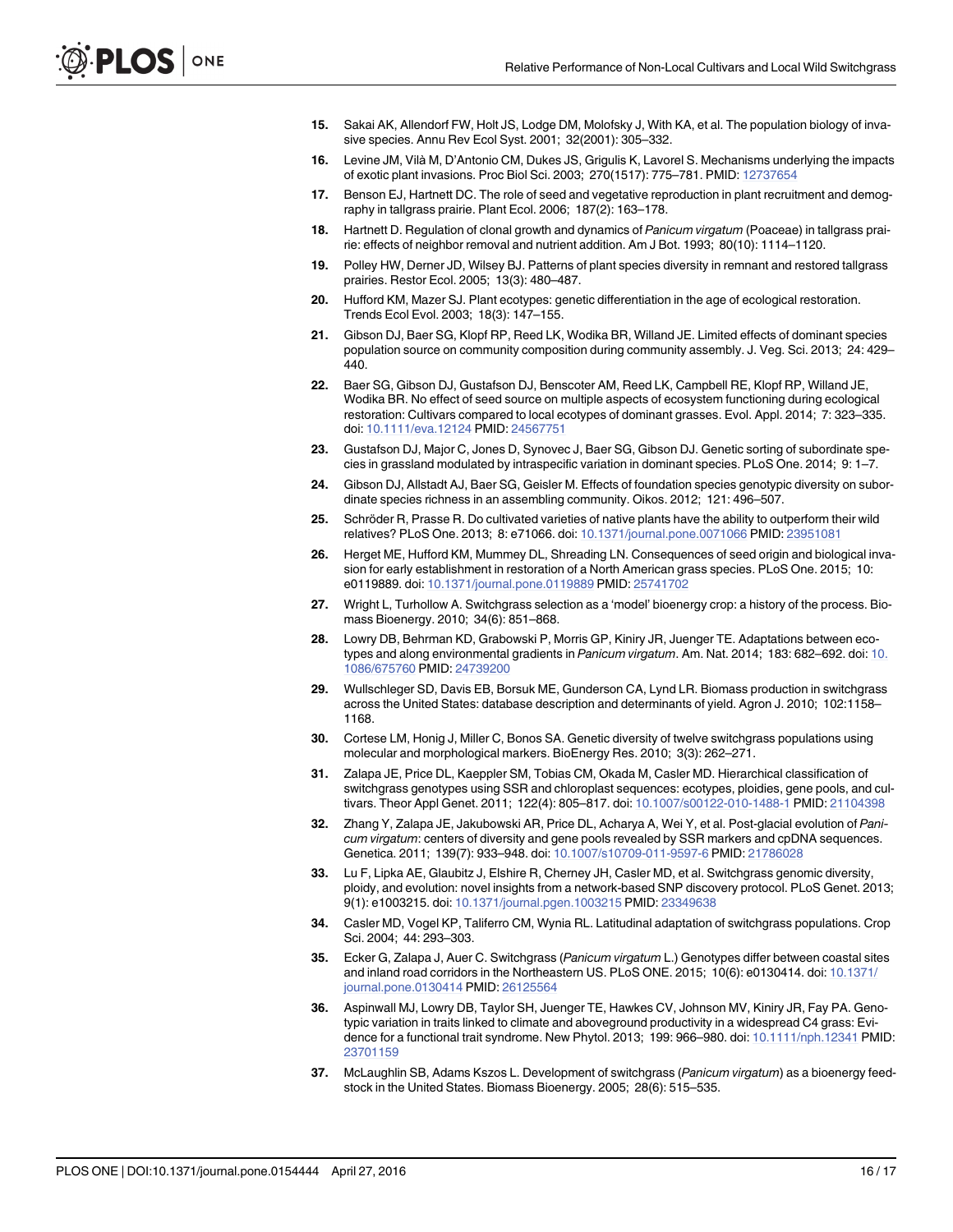15. Sakai AK, Allendorf FW, Holt JS, Lodge DM, Molofsky J, With KA, et al. The population biology of invasive species. Annu Rev Ecol Syst. 2001; 32(2001): 305–332.
16. Levine JM, Vilà M, D'Antonio CM, Dukes JS, Grigulis K, Lavorel S. Mechanisms underlying the impacts of exotic plant invasions. Proc Biol Sci. 2003; 270(1517): 775–781. PMID: 12737654
17. Benson EJ, Hartnett DC. The role of seed and vegetative reproduction in plant recruitment and demography in tallgrass prairie. Plant Ecol. 2006; 187(2): 163–178.
18. Hartnett D. Regulation of clonal growth and dynamics of *Panicum virgatum* (Poaceae) in tallgrass prairie: effects of neighbor removal and nutrient addition. Am J Bot. 1993; 80(10): 1114–1120.
19. Polley HW, Derner JD, Wilsey BJ. Patterns of plant species diversity in remnant and restored tallgrass prairies. Restor Ecol. 2005; 13(3): 480–487.
20. Hufford KM, Mazer SJ. Plant ecotypes: genetic differentiation in the age of ecological restoration. Trends Ecol Evol. 2003; 18(3): 147–155.
21. Gibson DJ, Baer SG, Klopf RP, Reed LK, Wodika BR, Willand JE. Limited effects of dominant species population source on community composition during community assembly. J. Veg. Sci. 2013; 24: 429–440.
22. Baer SG, Gibson DJ, Gustafson DJ, Benscoter AM, Reed LK, Campbell RE, Klopf RP, Willand JE, Wodika BR. No effect of seed source on multiple aspects of ecosystem functioning during ecological restoration: Cultivars compared to local ecotypes of dominant grasses. Evol. Appl. 2014; 7: 323–335. doi: 10.1111/eva.12124 PMID: 24567751
23. Gustafson DJ, Major C, Jones D, Synovec J, Baer SG, Gibson DJ. Genetic sorting of subordinate species in grassland modulated by intraspecific variation in dominant species. PLoS One. 2014; 9: 1–7.
24. Gibson DJ, Allstadt AJ, Baer SG, Geisler M. Effects of foundation species genotypic diversity on subordinate species richness in an assembling community. Oikos. 2012; 121: 496–507.
25. Schröder R, Prasse R. Do cultivated varieties of native plants have the ability to outperform their wild relatives? PLoS One. 2013; 8: e71066. doi: 10.1371/journal.pone.0071066 PMID: 23951081
26. Herget ME, Hufford KM, Mummey DL, Shreading LN. Consequences of seed origin and biological invasion for early establishment in restoration of a North American grass species. PLoS One. 2015; 10: e0119889. doi: 10.1371/journal.pone.0119889 PMID: 25741702
27. Wright L, Turhollow A. Switchgrass selection as a 'model' bioenergy crop: a history of the process. Biomass Bioenergy. 2010; 34(6): 851–868.
28. Lowry DB, Behrman KD, Grabowski P, Morris GP, Kiniry JR, Juenger TE. Adaptations between ecotypes and along environmental gradients in *Panicum virgatum*. Am. Nat. 2014; 183: 682–692. doi: 10.1086/675760 PMID: 24739200
29. Wullschleger SD, Davis EB, Borsuk ME, Gunderson CA, Lynd LR. Biomass production in switchgrass across the United States: database description and determinants of yield. Agron J. 2010; 102:1158–1168.
30. Cortese LM, Honig J, Miller C, Bonos SA. Genetic diversity of twelve switchgrass populations using molecular and morphological markers. BioEnergy Res. 2010; 3(3): 262–271.
31. Zalapa JE, Price DL, Kaeppler SM, Tobias CM, Okada M, Casler MD. Hierarchical classification of switchgrass genotypes using SSR and chloroplast sequences: ecotypes, ploidies, gene pools, and cultivars. Theor Appl Genet. 2011; 122(4): 805–817. doi: 10.1007/s00122-010-1488-1 PMID: 21104398
32. Zhang Y, Zalapa JE, Jakubowski AR, Price DL, Acharya A, Wei Y, et al. Post-glacial evolution of *Panicum virgatum*: centers of diversity and gene pools revealed by SSR markers and cpDNA sequences. Genetica. 2011; 139(7): 933–948. doi: 10.1007/s10709-011-9597-6 PMID: 21786028
33. Lu F, Lipka AE, Glaubitz J, Elshire R, Cherney JH, Casler MD, et al. Switchgrass genomic diversity, ploidy, and evolution: novel insights from a network-based SNP discovery protocol. PLoS Genet. 2013; 9(1): e1003215. doi: 10.1371/journal.pgen.1003215 PMID: 23349638
34. Casler MD, Vogel KP, Taliferro CM, Wynia RL. Latitudinal adaptation of switchgrass populations. Crop Sci. 2004; 44: 293–303.
35. Ecker G, Zalapa J, Auer C. Switchgrass (*Panicum virgatum* L.) Genotypes differ between coastal sites and inland road corridors in the Northeastern US. PLoS ONE. 2015; 10(6): e0130414. doi: 10.1371/journal.pone.0130414 PMID: 26125564
36. Aspinwall MJ, Lowry DB, Taylor SH, Juenger TE, Hawkes CV, Johnson MV, Kiniry JR, Fay PA. Genotypic variation in traits linked to climate and aboveground productivity in a widespread C4 grass: Evidence for a functional trait syndrome. New Phytol. 2013; 199: 966–980. doi: 10.1111/nph.12341 PMID: 23701159
37. McLaughlin SB, Adams Kszos L. Development of switchgrass (*Panicum virgatum*) as a bioenergy feedstock in the United States. Biomass Bioenergy. 2005; 28(6): 515–535.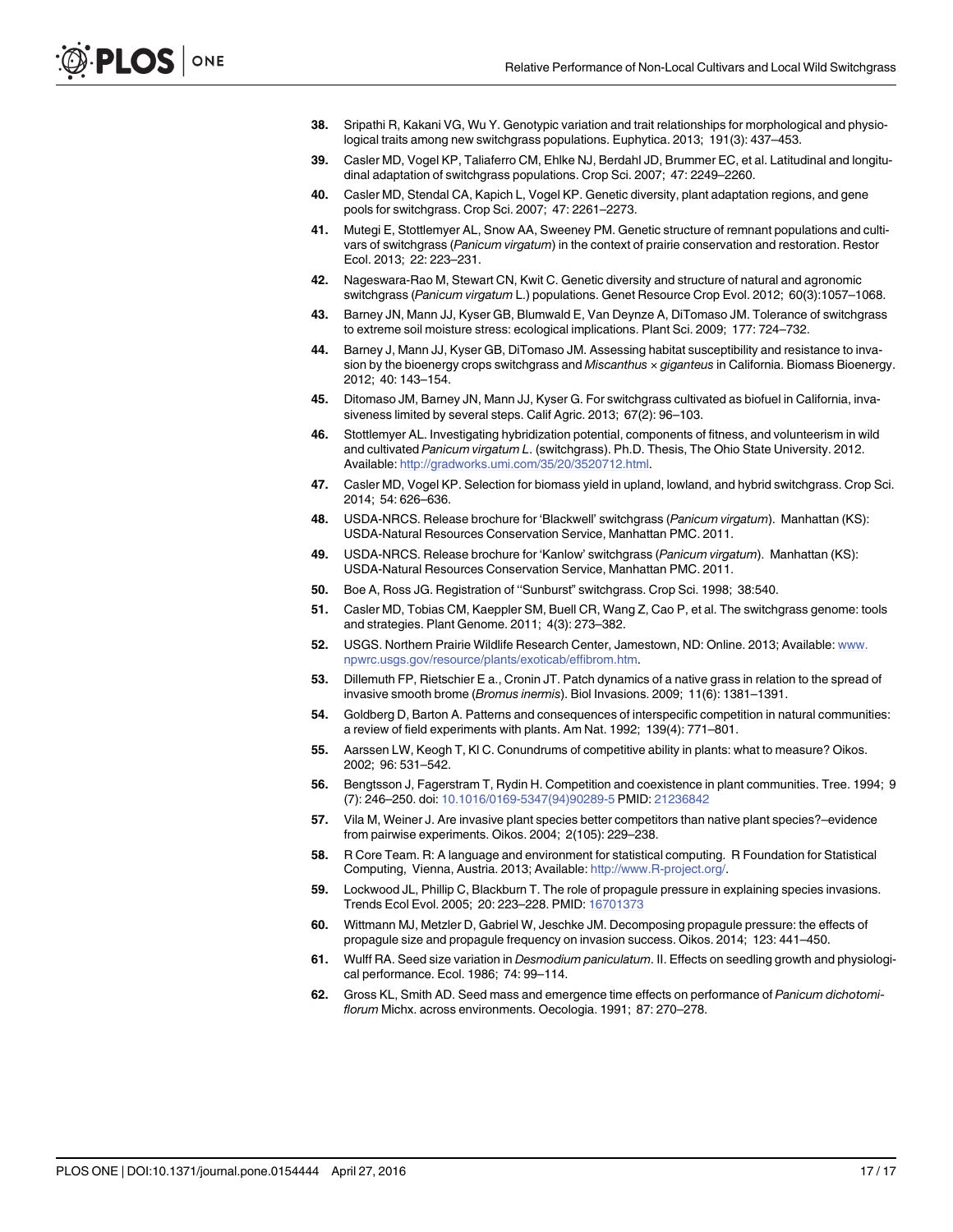38. Sripathi R, Kakani VG, Wu Y. Genotypic variation and trait relationships for morphological and physiological traits among new switchgrass populations. Euphytica. 2013; 191(3): 437–453.
39. Casler MD, Vogel KP, Taliaferro CM, Ehlke NJ, Berdahl JD, Brummer EC, et al. Latitudinal and longitudinal adaptation of switchgrass populations. Crop Sci. 2007; 47: 2249–2260.
40. Casler MD, Stendal CA, Kapich L, Vogel KP. Genetic diversity, plant adaptation regions, and gene pools for switchgrass. Crop Sci. 2007; 47: 2261–2273.
41. Mutegi E, Stottlemyer AL, Snow AA, Sweeney PM. Genetic structure of remnant populations and cultivars of switchgrass (*Panicum virgatum*) in the context of prairie conservation and restoration. Restor Ecol. 2013; 22: 223–231.
42. Nageswara-Rao M, Stewart CN, Kwit C. Genetic diversity and structure of natural and agronomic switchgrass (*Panicum virgatum* L.) populations. Genet Resource Crop Evol. 2012; 60(3):1057–1068.
43. Barney JN, Mann JJ, Kyser GB, Blumwald E, Van Deynze A, DiTomaso JM. Tolerance of switchgrass to extreme soil moisture stress: ecological implications. Plant Sci. 2009; 177: 724–732.
44. Barney J, Mann JJ, Kyser GB, DiTomaso JM. Assessing habitat susceptibility and resistance to invasion by the bioenergy crops switchgrass and *Miscanthus × giganteus* in California. Biomass Bioenergy. 2012; 40: 143–154.
45. Ditomaso JM, Barney JN, Mann JJ, Kyser G. For switchgrass cultivated as biofuel in California, invasiveness limited by several steps. Calif Agric. 2013; 67(2): 96–103.
46. Stottlemyer AL. Investigating hybridization potential, components of fitness, and volunteerism in wild and cultivated *Panicum virgatum L*. (switchgrass). Ph.D. Thesis, The Ohio State University. 2012. Available: http://gradworks.umi.com/35/20/3520712.html.
47. Casler MD, Vogel KP. Selection for biomass yield in upland, lowland, and hybrid switchgrass. Crop Sci. 2014; 54: 626–636.
48. USDA-NRCS. Release brochure for 'Blackwell' switchgrass (*Panicum virgatum*). Manhattan (KS): USDA-Natural Resources Conservation Service, Manhattan PMC. 2011.
49. USDA-NRCS. Release brochure for 'Kanlow' switchgrass (*Panicum virgatum*). Manhattan (KS): USDA-Natural Resources Conservation Service, Manhattan PMC. 2011.
50. Boe A, Ross JG. Registration of ''Sunburst" switchgrass. Crop Sci. 1998; 38:540.
51. Casler MD, Tobias CM, Kaeppler SM, Buell CR, Wang Z, Cao P, et al. The switchgrass genome: tools and strategies. Plant Genome. 2011; 4(3): 273–382.
52. USGS. Northern Prairie Wildlife Research Center, Jamestown, ND: Online. 2013; Available: www.npwrc.usgs.gov/resource/plants/exoticab/effibrom.htm.
53. Dillemuth FP, Rietschier E a., Cronin JT. Patch dynamics of a native grass in relation to the spread of invasive smooth brome (*Bromus inermis*). Biol Invasions. 2009; 11(6): 1381–1391.
54. Goldberg D, Barton A. Patterns and consequences of interspecific competition in natural communities: a review of field experiments with plants. Am Nat. 1992; 139(4): 771–801.
55. Aarssen LW, Keogh T, Kl C. Conundrums of competitive ability in plants: what to measure? Oikos. 2002; 96: 531–542.
56. Bengtsson J, Fagerstram T, Rydin H. Competition and coexistence in plant communities. Tree. 1994; 9 (7): 246–250. doi: 10.1016/0169-5347(94)90289-5 PMID: 21236842
57. Vila M, Weiner J. Are invasive plant species better competitors than native plant species?–evidence from pairwise experiments. Oikos. 2004; 2(105): 229–238.
58. R Core Team. R: A language and environment for statistical computing. R Foundation for Statistical Computing, Vienna, Austria. 2013; Available: http://www.R-project.org/.
59. Lockwood JL, Phillip C, Blackburn T. The role of propagule pressure in explaining species invasions. Trends Ecol Evol. 2005; 20: 223–228. PMID: 16701373
60. Wittmann MJ, Metzler D, Gabriel W, Jeschke JM. Decomposing propagule pressure: the effects of propagule size and propagule frequency on invasion success. Oikos. 2014; 123: 441–450.
61. Wulff RA. Seed size variation in *Desmodium paniculatum*. II. Effects on seedling growth and physiological performance. Ecol. 1986; 74: 99–114.
62. Gross KL, Smith AD. Seed mass and emergence time effects on performance of *Panicum dichotomiflorum* Michx. across environments. Oecologia. 1991; 87: 270–278.